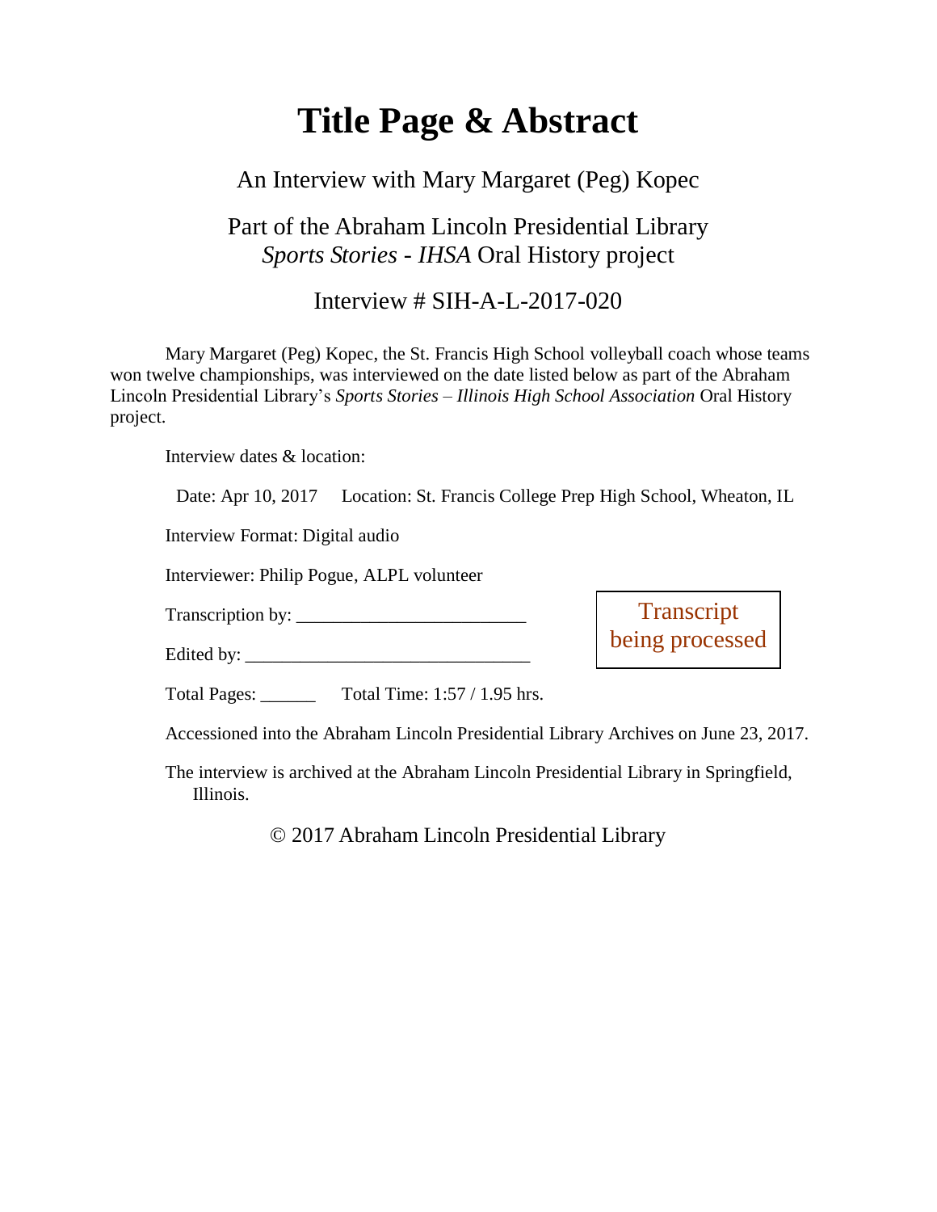# Title Page & Abstract

An Interview with Mary Margaret (Peg) Kopec

Part of the Abraham Lincoln Presidential Library
*Sports Stories - IHSA* Oral History project

Interview # SIH-A-L-2017-020

Mary Margaret (Peg) Kopec, the St. Francis High School volleyball coach whose teams won twelve championships, was interviewed on the date listed below as part of the Abraham Lincoln Presidential Library's *Sports Stories – Illinois High School Association* Oral History project.

Interview dates & location:

Date: Apr 10, 2017    Location: St. Francis College Prep High School, Wheaton, IL

Interview Format: Digital audio

Interviewer: Philip Pogue, ALPL volunteer

Transcription by: _________________________

Edited by: _______________________________

Transcript being processed

Total Pages: ______    Total Time: 1:57 / 1.95 hrs.

Accessioned into the Abraham Lincoln Presidential Library Archives on June 23, 2017.

The interview is archived at the Abraham Lincoln Presidential Library in Springfield, Illinois.

© 2017 Abraham Lincoln Presidential Library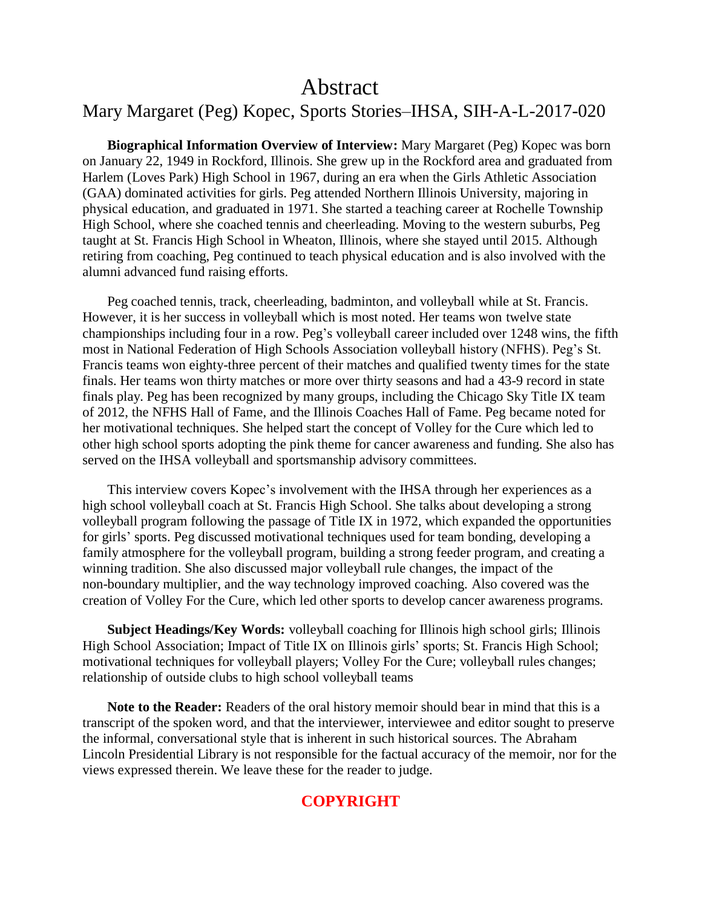# Abstract

## Mary Margaret (Peg) Kopec, Sports Stories–IHSA, SIH-A-L-2017-020

**Biographical Information Overview of Interview:** Mary Margaret (Peg) Kopec was born on January 22, 1949 in Rockford, Illinois. She grew up in the Rockford area and graduated from Harlem (Loves Park) High School in 1967, during an era when the Girls Athletic Association (GAA) dominated activities for girls. Peg attended Northern Illinois University, majoring in physical education, and graduated in 1971. She started a teaching career at Rochelle Township High School, where she coached tennis and cheerleading. Moving to the western suburbs, Peg taught at St. Francis High School in Wheaton, Illinois, where she stayed until 2015. Although retiring from coaching, Peg continued to teach physical education and is also involved with the alumni advanced fund raising efforts.

Peg coached tennis, track, cheerleading, badminton, and volleyball while at St. Francis. However, it is her success in volleyball which is most noted. Her teams won twelve state championships including four in a row. Peg's volleyball career included over 1248 wins, the fifth most in National Federation of High Schools Association volleyball history (NFHS). Peg's St. Francis teams won eighty-three percent of their matches and qualified twenty times for the state finals. Her teams won thirty matches or more over thirty seasons and had a 43-9 record in state finals play. Peg has been recognized by many groups, including the Chicago Sky Title IX team of 2012, the NFHS Hall of Fame, and the Illinois Coaches Hall of Fame. Peg became noted for her motivational techniques. She helped start the concept of Volley for the Cure which led to other high school sports adopting the pink theme for cancer awareness and funding. She also has served on the IHSA volleyball and sportsmanship advisory committees.

This interview covers Kopec's involvement with the IHSA through her experiences as a high school volleyball coach at St. Francis High School. She talks about developing a strong volleyball program following the passage of Title IX in 1972, which expanded the opportunities for girls' sports. Peg discussed motivational techniques used for team bonding, developing a family atmosphere for the volleyball program, building a strong feeder program, and creating a winning tradition. She also discussed major volleyball rule changes, the impact of the non-boundary multiplier, and the way technology improved coaching. Also covered was the creation of Volley For the Cure, which led other sports to develop cancer awareness programs.

**Subject Headings/Key Words:** volleyball coaching for Illinois high school girls; Illinois High School Association; Impact of Title IX on Illinois girls' sports; St. Francis High School; motivational techniques for volleyball players; Volley For the Cure; volleyball rules changes; relationship of outside clubs to high school volleyball teams

**Note to the Reader:** Readers of the oral history memoir should bear in mind that this is a transcript of the spoken word, and that the interviewer, interviewee and editor sought to preserve the informal, conversational style that is inherent in such historical sources. The Abraham Lincoln Presidential Library is not responsible for the factual accuracy of the memoir, nor for the views expressed therein. We leave these for the reader to judge.

**COPYRIGHT**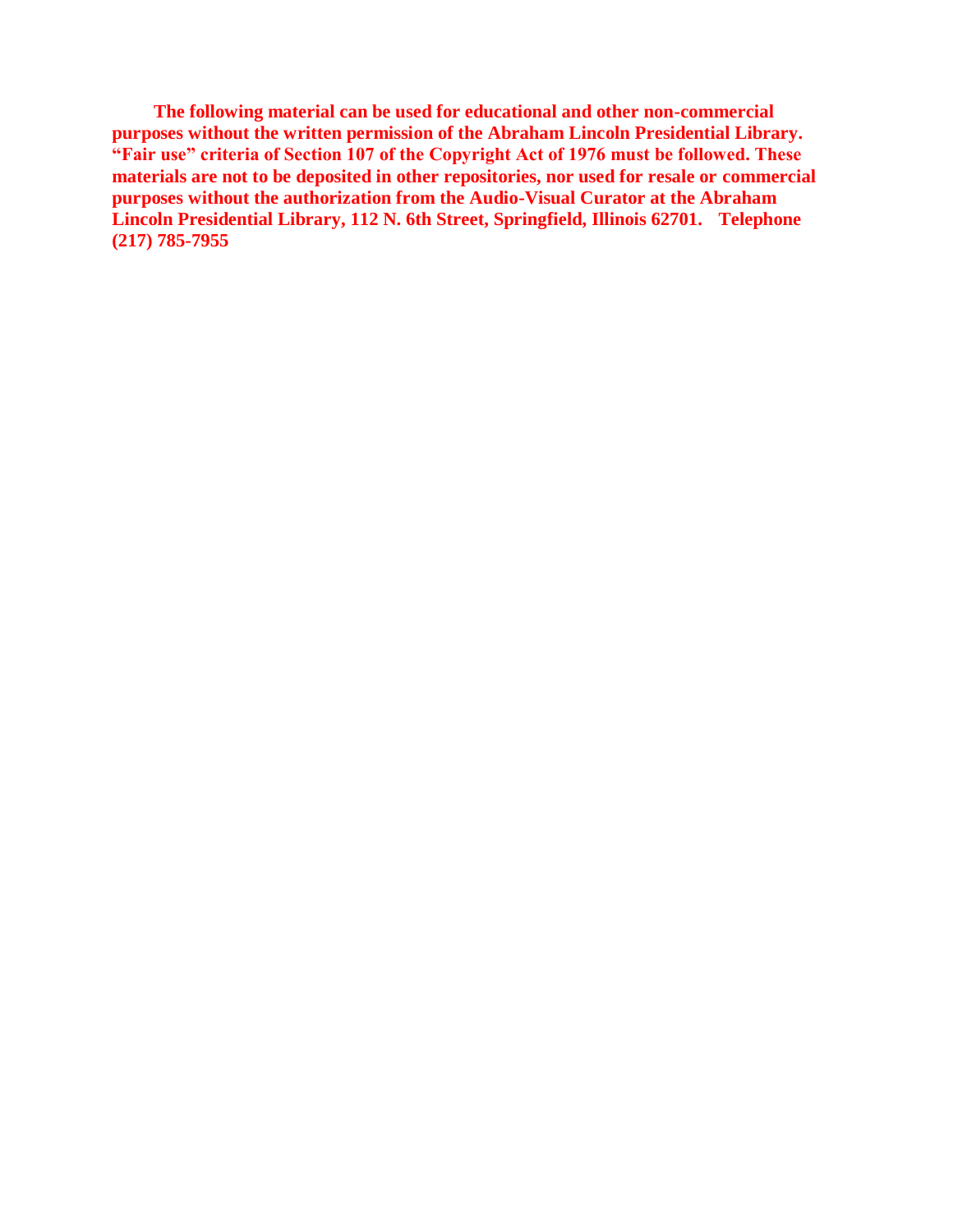**The following material can be used for educational and other non-commercial purposes without the written permission of the Abraham Lincoln Presidential Library. "Fair use" criteria of Section 107 of the Copyright Act of 1976 must be followed. These materials are not to be deposited in other repositories, nor used for resale or commercial purposes without the authorization from the Audio-Visual Curator at the Abraham Lincoln Presidential Library, 112 N. 6th Street, Springfield, Illinois 62701. Telephone (217) 785-7955**